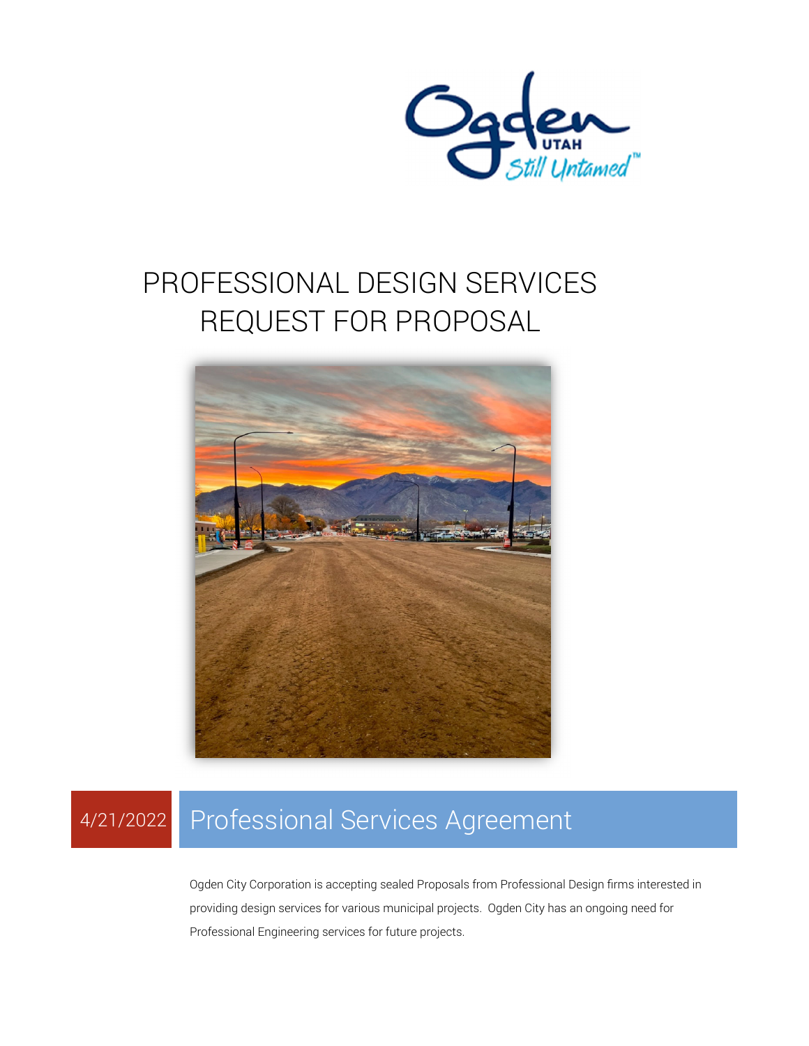# PROFESSIONAL DESIGN SERVICES REQUEST FOR PROPOSAL

4/21/2022

## Professional Services Agreement

Ogden City Corporation is accepting sealed Proposals from Professional Design firms interested in providing design services for various municipal projects. Ogden City has an ongoing need for Professional Engineering services for future projects.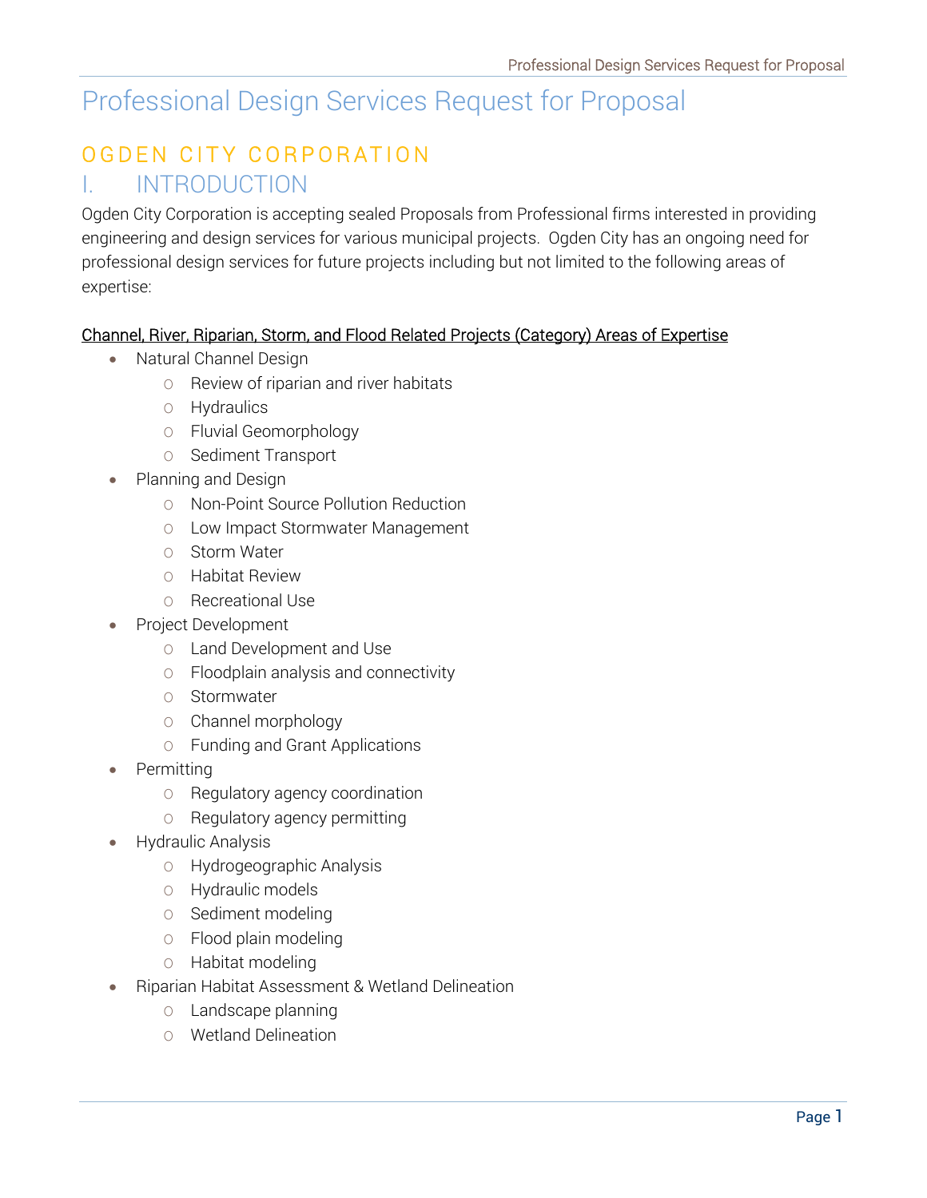# Professional Design Services Request for Proposal

## OGDEN CITY CORPORATION

## I. INTRODUCTION

Ogden City Corporation is accepting sealed Proposals from Professional firms interested in providing engineering and design services for various municipal projects. Ogden City has an ongoing need for professional design services for future projects including but not limited to the following areas of expertise:

<u>Channel, River, Riparian, Storm, and Flood Related Projects (Category) Areas of Expertise</u>

- Natural Channel Design
  - Review of riparian and river habitats
  - Hydraulics
  - Fluvial Geomorphology
  - Sediment Transport
- Planning and Design
  - Non-Point Source Pollution Reduction
  - Low Impact Stormwater Management
  - Storm Water
  - Habitat Review
  - Recreational Use
- Project Development
  - Land Development and Use
  - Floodplain analysis and connectivity
  - Stormwater
  - Channel morphology
  - Funding and Grant Applications
- Permitting
  - Regulatory agency coordination
  - Regulatory agency permitting
- Hydraulic Analysis
  - Hydrogeographic Analysis
  - Hydraulic models
  - Sediment modeling
  - Flood plain modeling
  - Habitat modeling
- Riparian Habitat Assessment & Wetland Delineation
  - Landscape planning
  - Wetland Delineation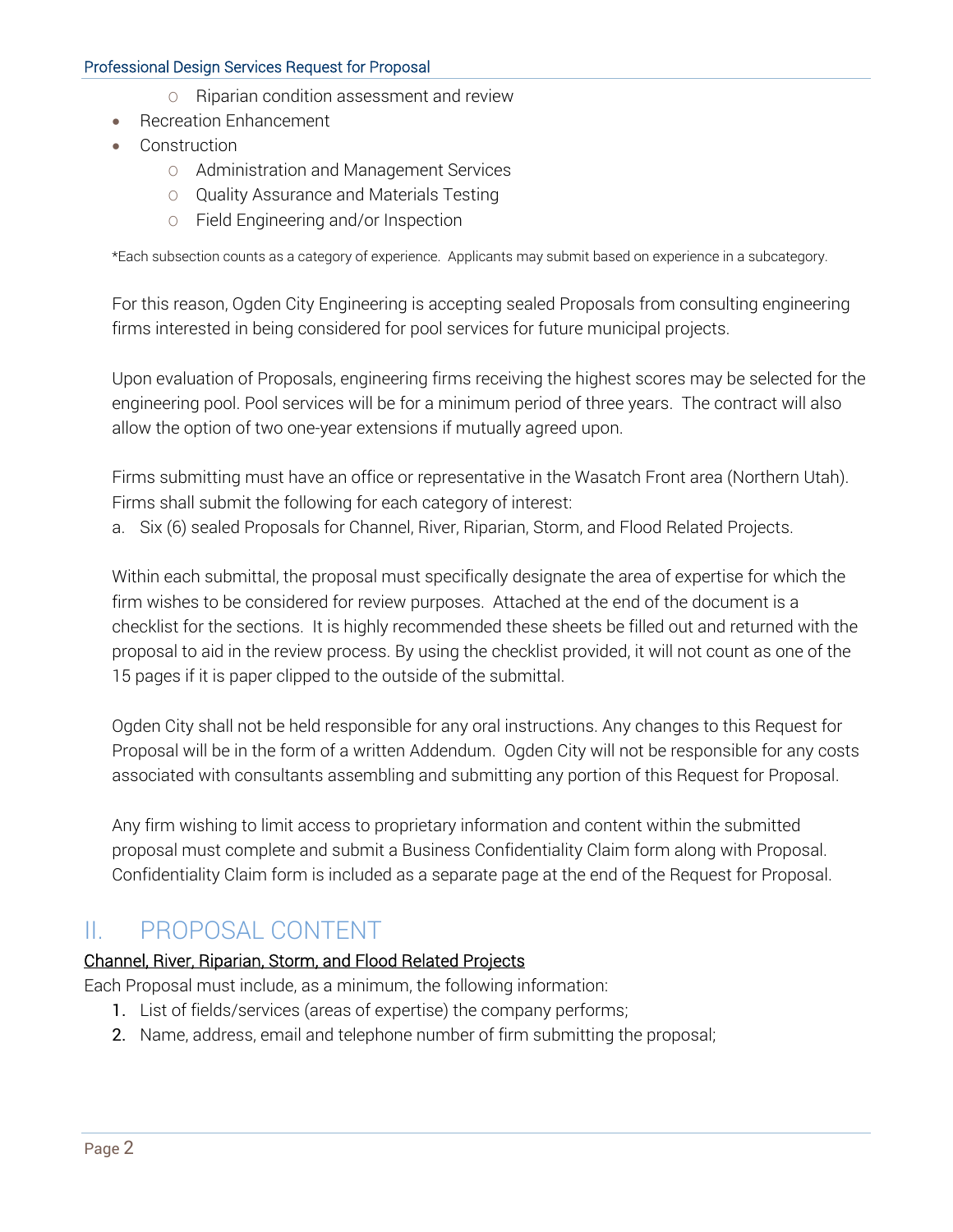- Riparian condition assessment and review
- Recreation Enhancement
- Construction
    - Administration and Management Services
    - Quality Assurance and Materials Testing
    - Field Engineering and/or Inspection

*Each subsection counts as a category of experience. Applicants may submit based on experience in a subcategory.

For this reason, Ogden City Engineering is accepting sealed Proposals from consulting engineering firms interested in being considered for pool services for future municipal projects.

Upon evaluation of Proposals, engineering firms receiving the highest scores may be selected for the engineering pool. Pool services will be for a minimum period of three years. The contract will also allow the option of two one-year extensions if mutually agreed upon.

Firms submitting must have an office or representative in the Wasatch Front area (Northern Utah). Firms shall submit the following for each category of interest:

a. Six (6) sealed Proposals for Channel, River, Riparian, Storm, and Flood Related Projects.

Within each submittal, the proposal must specifically designate the area of expertise for which the firm wishes to be considered for review purposes. Attached at the end of the document is a checklist for the sections. It is highly recommended these sheets be filled out and returned with the proposal to aid in the review process. By using the checklist provided, it will not count as one of the 15 pages if it is paper clipped to the outside of the submittal.

Ogden City shall not be held responsible for any oral instructions. Any changes to this Request for Proposal will be in the form of a written Addendum. Ogden City will not be responsible for any costs associated with consultants assembling and submitting any portion of this Request for Proposal.

Any firm wishing to limit access to proprietary information and content within the submitted proposal must complete and submit a Business Confidentiality Claim form along with Proposal. Confidentiality Claim form is included as a separate page at the end of the Request for Proposal.

# II. PROPOSAL CONTENT

<u>Channel, River, Riparian, Storm, and Flood Related Projects</u>

Each Proposal must include, as a minimum, the following information:

1. List of fields/services (areas of expertise) the company performs;
2. Name, address, email and telephone number of firm submitting the proposal;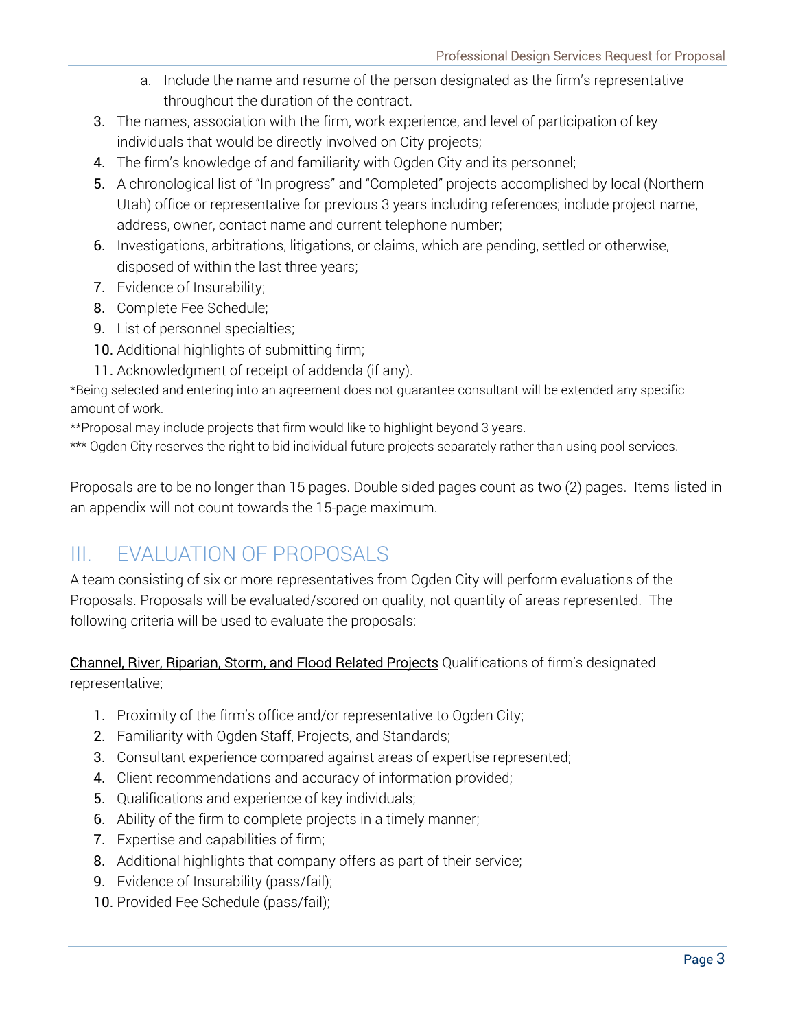a. Include the name and resume of the person designated as the firm's representative throughout the duration of the contract.
3. The names, association with the firm, work experience, and level of participation of key individuals that would be directly involved on City projects;
4. The firm's knowledge of and familiarity with Ogden City and its personnel;
5. A chronological list of "In progress" and "Completed" projects accomplished by local (Northern Utah) office or representative for previous 3 years including references; include project name, address, owner, contact name and current telephone number;
6. Investigations, arbitrations, litigations, or claims, which are pending, settled or otherwise, disposed of within the last three years;
7. Evidence of Insurability;
8. Complete Fee Schedule;
9. List of personnel specialties;
10. Additional highlights of submitting firm;
11. Acknowledgment of receipt of addenda (if any).

*Being selected and entering into an agreement does not guarantee consultant will be extended any specific amount of work.

**Proposal may include projects that firm would like to highlight beyond 3 years.

*** Ogden City reserves the right to bid individual future projects separately rather than using pool services.

Proposals are to be no longer than 15 pages. Double sided pages count as two (2) pages. Items listed in an appendix will not count towards the 15-page maximum.

## III. EVALUATION OF PROPOSALS

A team consisting of six or more representatives from Ogden City will perform evaluations of the Proposals. Proposals will be evaluated/scored on quality, not quantity of areas represented. The following criteria will be used to evaluate the proposals:

<u>Channel, River, Riparian, Storm, and Flood Related Projects</u> Qualifications of firm's designated representative;

1. Proximity of the firm's office and/or representative to Ogden City;
2. Familiarity with Ogden Staff, Projects, and Standards;
3. Consultant experience compared against areas of expertise represented;
4. Client recommendations and accuracy of information provided;
5. Qualifications and experience of key individuals;
6. Ability of the firm to complete projects in a timely manner;
7. Expertise and capabilities of firm;
8. Additional highlights that company offers as part of their service;
9. Evidence of Insurability (pass/fail);
10. Provided Fee Schedule (pass/fail);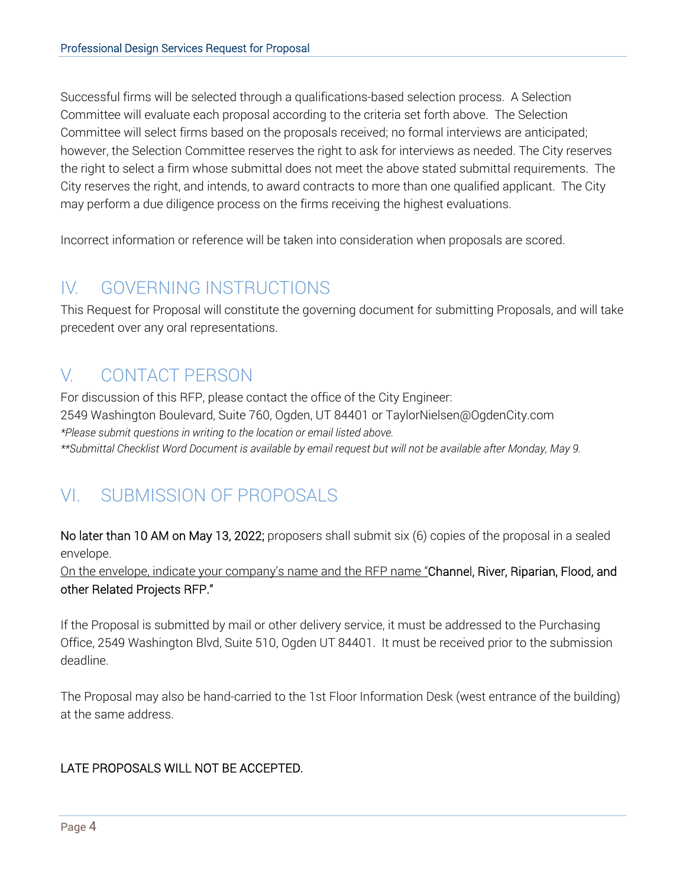Successful firms will be selected through a qualifications-based selection process. A Selection Committee will evaluate each proposal according to the criteria set forth above. The Selection Committee will select firms based on the proposals received; no formal interviews are anticipated; however, the Selection Committee reserves the right to ask for interviews as needed. The City reserves the right to select a firm whose submittal does not meet the above stated submittal requirements. The City reserves the right, and intends, to award contracts to more than one qualified applicant. The City may perform a due diligence process on the firms receiving the highest evaluations.

Incorrect information or reference will be taken into consideration when proposals are scored.

## IV. GOVERNING INSTRUCTIONS

This Request for Proposal will constitute the governing document for submitting Proposals, and will take precedent over any oral representations.

## V. CONTACT PERSON

For discussion of this RFP, please contact the office of the City Engineer:
2549 Washington Boulevard, Suite 760, Ogden, UT 84401 or TaylorNielsen@OgdenCity.com
*\*Please submit questions in writing to the location or email listed above.*
*\*\*Submittal Checklist Word Document is available by email request but will not be available after Monday, May 9.*

## VI. SUBMISSION OF PROPOSALS

No later than 10 AM on May 13, 2022; proposers shall submit six (6) copies of the proposal in a sealed envelope.
<u>On the envelope, indicate your company's name and the RFP name "</u>Channel, River, Riparian, Flood, and other Related Projects RFP."

If the Proposal is submitted by mail or other delivery service, it must be addressed to the Purchasing Office, 2549 Washington Blvd, Suite 510, Ogden UT 84401. It must be received prior to the submission deadline.

The Proposal may also be hand-carried to the 1st Floor Information Desk (west entrance of the building) at the same address.

LATE PROPOSALS WILL NOT BE ACCEPTED.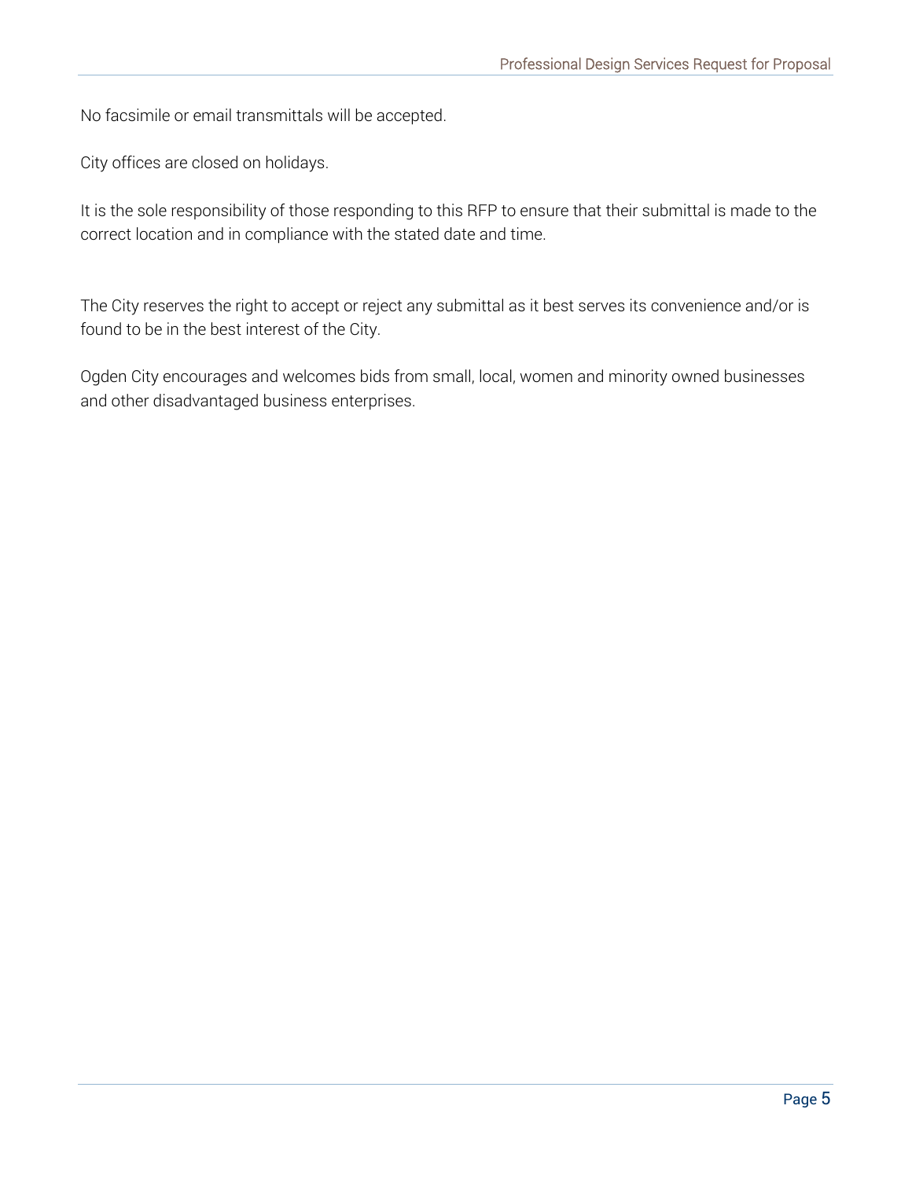No facsimile or email transmittals will be accepted.

City offices are closed on holidays.

It is the sole responsibility of those responding to this RFP to ensure that their submittal is made to the correct location and in compliance with the stated date and time.

The City reserves the right to accept or reject any submittal as it best serves its convenience and/or is found to be in the best interest of the City.

Ogden City encourages and welcomes bids from small, local, women and minority owned businesses and other disadvantaged business enterprises.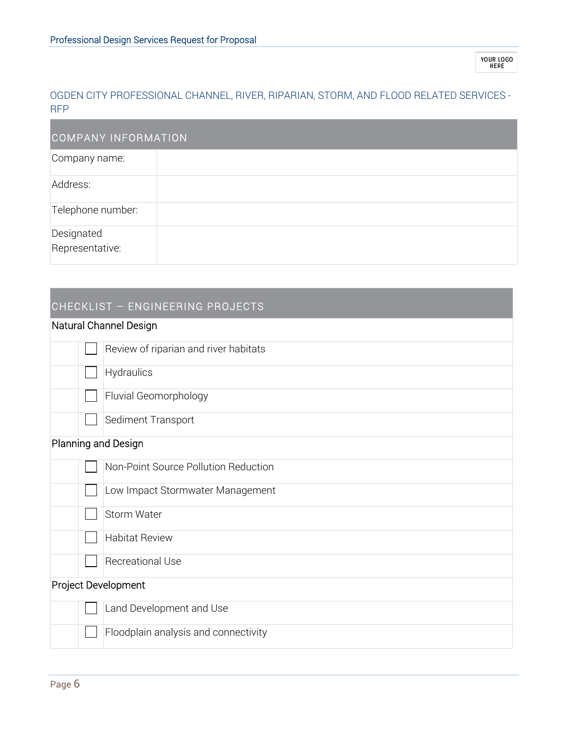## OGDEN CITY PROFESSIONAL CHANNEL, RIVER, RIPARIAN, STORM, AND FLOOD RELATED SERVICES - RFP

| COMPANY INFORMATION | |
|---|---|
| Company name: | |
| Address: | |
| Telephone number: | |
| Designated Representative: | |

| CHECKLIST – ENGINEERING PROJECTS | | |
|---|---|---|
| **Natural Channel Design** | | |
| | ☐ | Review of riparian and river habitats |
| | ☐ | Hydraulics |
| | ☐ | Fluvial Geomorphology |
| | ☐ | Sediment Transport |
| **Planning and Design** | | |
| | ☐ | Non-Point Source Pollution Reduction |
| | ☐ | Low Impact Stormwater Management |
| | ☐ | Storm Water |
| | ☐ | Habitat Review |
| | ☐ | Recreational Use |
| **Project Development** | | |
| | ☐ | Land Development and Use |
| | ☐ | Floodplain analysis and connectivity |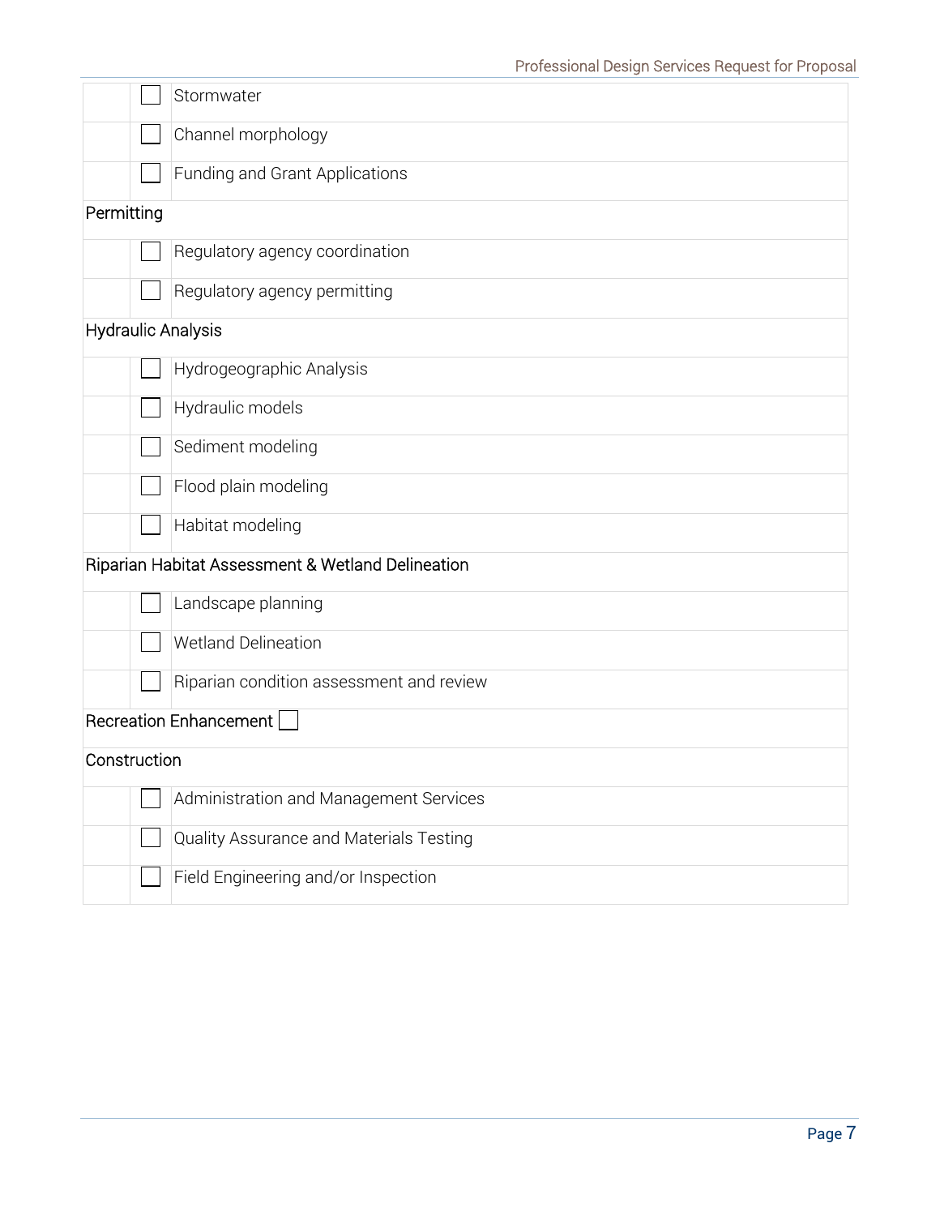| | | |
|---|---|---|
| | ☐ | Stormwater |
| | ☐ | Channel morphology |
| | ☐ | Funding and Grant Applications |
| Permitting | | |
| | ☐ | Regulatory agency coordination |
| | ☐ | Regulatory agency permitting |
| Hydraulic Analysis | | |
| | ☐ | Hydrogeographic Analysis |
| | ☐ | Hydraulic models |
| | ☐ | Sediment modeling |
| | ☐ | Flood plain modeling |
| | ☐ | Habitat modeling |
| Riparian Habitat Assessment & Wetland Delineation | | |
| | ☐ | Landscape planning |
| | ☐ | Wetland Delineation |
| | ☐ | Riparian condition assessment and review |
| Recreation Enhancement ☐ | | |
| Construction | | |
| | ☐ | Administration and Management Services |
| | ☐ | Quality Assurance and Materials Testing |
| | ☐ | Field Engineering and/or Inspection |